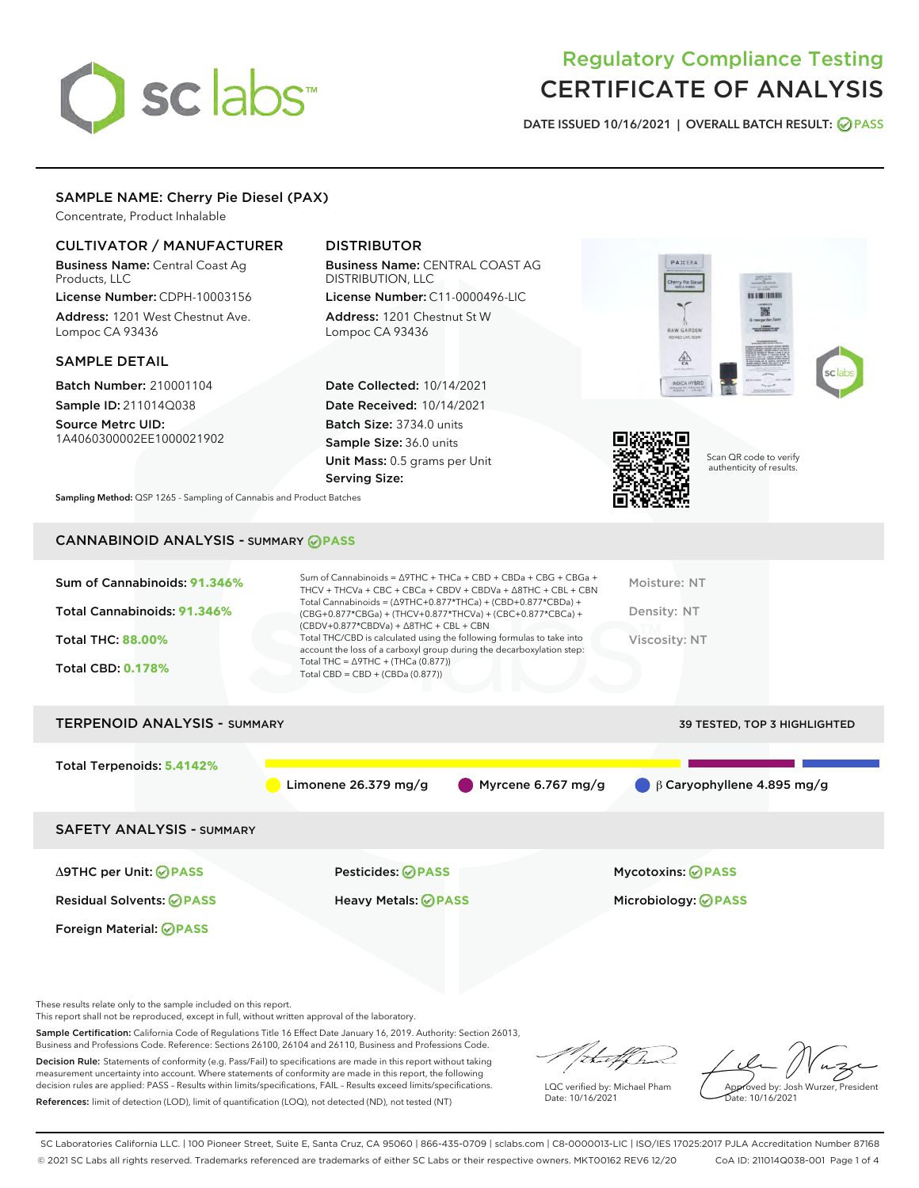# Regulatory Compliance Testing
# CERTIFICATE OF ANALYSIS

DATE ISSUED 10/16/2021 | OVERALL BATCH RESULT: PASS

## SAMPLE NAME: Cherry Pie Diesel (PAX)

Concentrate, Product Inhalable

### CULTIVATOR / MANUFACTURER

**Business Name:** Central Coast Ag Products, LLC

**License Number:** CDPH-10003156

**Address:** 1201 West Chestnut Ave. Lompoc CA 93436

### DISTRIBUTOR

**Business Name:** CENTRAL COAST AG DISTRIBUTION, LLC

**License Number:** C11-0000496-LIC

**Address:** 1201 Chestnut St W Lompoc CA 93436

### SAMPLE DETAIL

**Batch Number:** 210001104

**Sample ID:** 211014Q038

**Source Metrc UID:** 1A4060300002EE1000021902

**Date Collected:** 10/14/2021

**Date Received:** 10/14/2021

**Batch Size:** 3734.0 units

**Sample Size:** 36.0 units

**Unit Mass:** 0.5 grams per Unit

**Serving Size:**

Scan QR code to verify authenticity of results.

**Sampling Method:** QSP 1265 - Sampling of Cannabis and Product Batches

## CANNABINOID ANALYSIS - SUMMARY PASS

Sum of Cannabinoids: **91.346%**

Total Cannabinoids: **91.346%**

Total THC: **88.00%**

Total CBD: **0.178%**

Sum of Cannabinoids = Δ9THC + THCa + CBD + CBDa + CBG + CBGa + THCV + THCVa + CBC + CBCa + CBDV + CBDVa + Δ8THC + CBL + CBN

Total Cannabinoids = (Δ9THC+0.877*THCa) + (CBD+0.877*CBDa) + (CBG+0.877*CBGa) + (THCV+0.877*THCVa) + (CBC+0.877*CBCa) + (CBDV+0.877*CBDVa) + Δ8THC + CBL + CBN

Total THC/CBD is calculated using the following formulas to take into account the loss of a carboxyl group during the decarboxylation step:

Total THC = Δ9THC + (THCa (0.877))

Total CBD = CBD + (CBDa (0.877))

Moisture: NT

Density: NT

Viscosity: NT

## TERPENOID ANALYSIS - SUMMARY

39 TESTED, TOP 3 HIGHLIGHTED

Total Terpenoids: **5.4142%**

Limonene 26.379 mg/g

Myrcene 6.767 mg/g

β Caryophyllene 4.895 mg/g

## SAFETY ANALYSIS - SUMMARY

| | | |
|---|---|---|
| Δ9THC per Unit: PASS | Pesticides: PASS | Mycotoxins: PASS |
| Residual Solvents: PASS | Heavy Metals: PASS | Microbiology: PASS |
| Foreign Material: PASS | | |

These results relate only to the sample included on this report.
This report shall not be reproduced, except in full, without written approval of the laboratory.

**Sample Certification:** California Code of Regulations Title 16 Effect Date January 16, 2019. Authority: Section 26013, Business and Professions Code. Reference: Sections 26100, 26104 and 26110, Business and Professions Code.

**Decision Rule:** Statements of conformity (e.g. Pass/Fail) to specifications are made in this report without taking measurement uncertainty into account. Where statements of conformity are made in this report, the following decision rules are applied: PASS - Results within limits/specifications, FAIL - Results exceed limits/specifications.

**References:** limit of detection (LOD), limit of quantification (LOQ), not detected (ND), not tested (NT)

LQC verified by: Michael Pham
Date: 10/16/2021

Approved by: Josh Wurzer, President
Date: 10/16/2021

SC Laboratories California LLC. | 100 Pioneer Street, Suite E, Santa Cruz, CA 95060 | 866-435-0709 | sclabs.com | C8-0000013-LIC | ISO/IES 17025:2017 PJLA Accreditation Number 87168
© 2021 SC Labs all rights reserved. Trademarks referenced are trademarks of either SC Labs or their respective owners. MKT00162 REV6 12/20 CoA ID: 211014Q038-001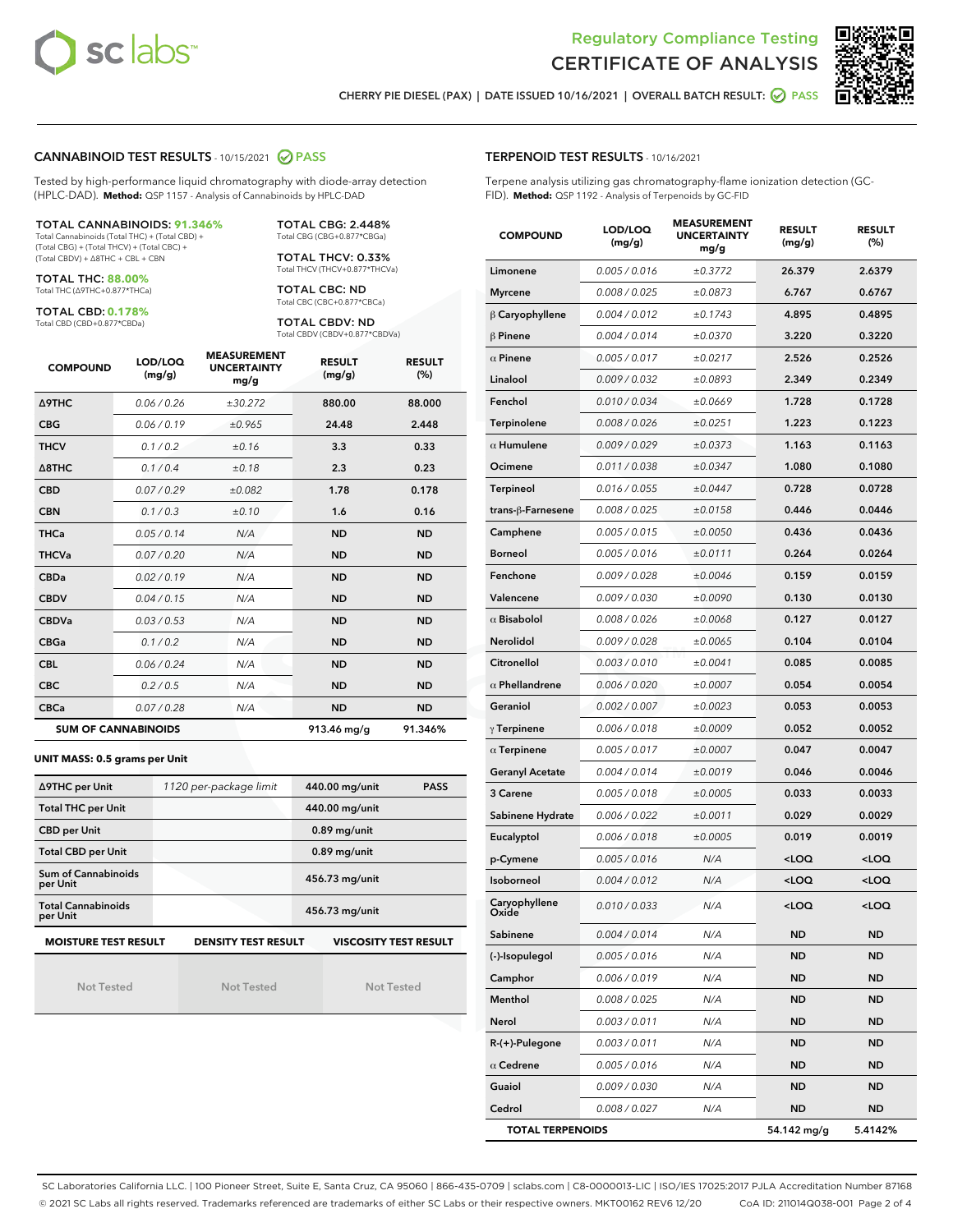Regulatory Compliance Testing
CERTIFICATE OF ANALYSIS

CHERRY PIE DIESEL (PAX) | DATE ISSUED 10/16/2021 | OVERALL BATCH RESULT: PASS

## CANNABINOID TEST RESULTS - 10/15/2021 PASS

Tested by high-performance liquid chromatography with diode-array detection (HPLC-DAD). **Method:** QSP 1157 - Analysis of Cannabinoids by HPLC-DAD

**TOTAL CANNABINOIDS: 91.346%**
Total Cannabinoids (Total THC) + (Total CBD) + (Total CBG) + (Total THCV) + (Total CBC) + (Total CBDV) + Δ8THC + CBL + CBN

**TOTAL THC: 88.00%**
Total THC (Δ9THC+0.877*THCa)

**TOTAL CBD: 0.178%**
Total CBD (CBD+0.877*CBDa)

**TOTAL CBG: 2.448%**
Total CBG (CBG+0.877*CBGa)

**TOTAL THCV: 0.33%**
Total THCV (THCV+0.877*THCVa)

**TOTAL CBC: ND**
Total CBC (CBC+0.877*CBCa)

**TOTAL CBDV: ND**
Total CBDV (CBDV+0.877*CBDVa)

| COMPOUND | LOD/LOQ (mg/g) | MEASUREMENT UNCERTAINTY mg/g | RESULT (mg/g) | RESULT (%) |
|---|---|---|---|---|
| Δ9THC | 0.06 / 0.26 | ±30.272 | 880.00 | 88.000 |
| CBG | 0.06 / 0.19 | ±0.965 | 24.48 | 2.448 |
| THCV | 0.1 / 0.2 | ±0.16 | 3.3 | 0.33 |
| Δ8THC | 0.1 / 0.4 | ±0.18 | 2.3 | 0.23 |
| CBD | 0.07 / 0.29 | ±0.082 | 1.78 | 0.178 |
| CBN | 0.1 / 0.3 | ±0.10 | 1.6 | 0.16 |
| THCa | 0.05 / 0.14 | N/A | ND | ND |
| THCVa | 0.07 / 0.20 | N/A | ND | ND |
| CBDa | 0.02 / 0.19 | N/A | ND | ND |
| CBDV | 0.04 / 0.15 | N/A | ND | ND |
| CBDVa | 0.03 / 0.53 | N/A | ND | ND |
| CBGa | 0.1 / 0.2 | N/A | ND | ND |
| CBL | 0.06 / 0.24 | N/A | ND | ND |
| CBC | 0.2 / 0.5 | N/A | ND | ND |
| CBCa | 0.07 / 0.28 | N/A | ND | ND |
| **SUM OF CANNABINOIDS** | | | 913.46 mg/g | 91.346% |

**UNIT MASS: 0.5 grams per Unit**

| | | | |
|---|---|---|---|
| Δ9THC per Unit | 1120 per-package limit | 440.00 mg/unit | PASS |
| Total THC per Unit | | 440.00 mg/unit | |
| CBD per Unit | | 0.89 mg/unit | |
| Total CBD per Unit | | 0.89 mg/unit | |
| Sum of Cannabinoids per Unit | | 456.73 mg/unit | |
| Total Cannabinoids per Unit | | 456.73 mg/unit | |

| MOISTURE TEST RESULT | DENSITY TEST RESULT | VISCOSITY TEST RESULT |
|---|---|---|
| Not Tested | Not Tested | Not Tested |

## TERPENOID TEST RESULTS - 10/16/2021

Terpene analysis utilizing gas chromatography-flame ionization detection (GC-FID). **Method:** QSP 1192 - Analysis of Terpenoids by GC-FID

| COMPOUND | LOD/LOQ (mg/g) | MEASUREMENT UNCERTAINTY mg/g | RESULT (mg/g) | RESULT (%) |
|---|---|---|---|---|
| Limonene | 0.005 / 0.016 | ±0.3772 | 26.379 | 2.6379 |
| Myrcene | 0.008 / 0.025 | ±0.0873 | 6.767 | 0.6767 |
| β Caryophyllene | 0.004 / 0.012 | ±0.1743 | 4.895 | 0.4895 |
| β Pinene | 0.004 / 0.014 | ±0.0370 | 3.220 | 0.3220 |
| α Pinene | 0.005 / 0.017 | ±0.0217 | 2.526 | 0.2526 |
| Linalool | 0.009 / 0.032 | ±0.0893 | 2.349 | 0.2349 |
| Fenchol | 0.010 / 0.034 | ±0.0669 | 1.728 | 0.1728 |
| Terpinolene | 0.008 / 0.026 | ±0.0251 | 1.223 | 0.1223 |
| α Humulene | 0.009 / 0.029 | ±0.0373 | 1.163 | 0.1163 |
| Ocimene | 0.011 / 0.038 | ±0.0347 | 1.080 | 0.1080 |
| Terpineol | 0.016 / 0.055 | ±0.0447 | 0.728 | 0.0728 |
| trans-β-Farnesene | 0.008 / 0.025 | ±0.0158 | 0.446 | 0.0446 |
| Camphene | 0.005 / 0.015 | ±0.0050 | 0.436 | 0.0436 |
| Borneol | 0.005 / 0.016 | ±0.0111 | 0.264 | 0.0264 |
| Fenchone | 0.009 / 0.028 | ±0.0046 | 0.159 | 0.0159 |
| Valencene | 0.009 / 0.030 | ±0.0090 | 0.130 | 0.0130 |
| α Bisabolol | 0.008 / 0.026 | ±0.0068 | 0.127 | 0.0127 |
| Nerolidol | 0.009 / 0.028 | ±0.0065 | 0.104 | 0.0104 |
| Citronellol | 0.003 / 0.010 | ±0.0041 | 0.085 | 0.0085 |
| α Phellandrene | 0.006 / 0.020 | ±0.0007 | 0.054 | 0.0054 |
| Geraniol | 0.002 / 0.007 | ±0.0023 | 0.053 | 0.0053 |
| γ Terpinene | 0.006 / 0.018 | ±0.0009 | 0.052 | 0.0052 |
| α Terpinene | 0.005 / 0.017 | ±0.0007 | 0.047 | 0.0047 |
| Geranyl Acetate | 0.004 / 0.014 | ±0.0019 | 0.046 | 0.0046 |
| 3 Carene | 0.005 / 0.018 | ±0.0005 | 0.033 | 0.0033 |
| Sabinene Hydrate | 0.006 / 0.022 | ±0.0011 | 0.029 | 0.0029 |
| Eucalyptol | 0.006 / 0.018 | ±0.0005 | 0.019 | 0.0019 |
| p-Cymene | 0.005 / 0.016 | N/A | <LOQ | <LOQ |
| Isoborneol | 0.004 / 0.012 | N/A | <LOQ | <LOQ |
| Caryophyllene Oxide | 0.010 / 0.033 | N/A | <LOQ | <LOQ |
| Sabinene | 0.004 / 0.014 | N/A | ND | ND |
| (-)-Isopulegol | 0.005 / 0.016 | N/A | ND | ND |
| Camphor | 0.006 / 0.019 | N/A | ND | ND |
| Menthol | 0.008 / 0.025 | N/A | ND | ND |
| Nerol | 0.003 / 0.011 | N/A | ND | ND |
| R-(+)-Pulegone | 0.003 / 0.011 | N/A | ND | ND |
| α Cedrene | 0.005 / 0.016 | N/A | ND | ND |
| Guaiol | 0.009 / 0.030 | N/A | ND | ND |
| Cedrol | 0.008 / 0.027 | N/A | ND | ND |
| **TOTAL TERPENOIDS** | | | 54.142 mg/g | 5.4142% |

SC Laboratories California LLC. | 100 Pioneer Street, Suite E, Santa Cruz, CA 95060 | 866-435-0709 | sclabs.com | C8-0000013-LIC | ISO/IES 17025:2017 PJLA Accreditation Number 87168
© 2021 SC Labs all rights reserved. Trademarks referenced are trademarks of either SC Labs or their respective owners. MKT00162 REV6 12/20 CoA ID: 211014Q038-001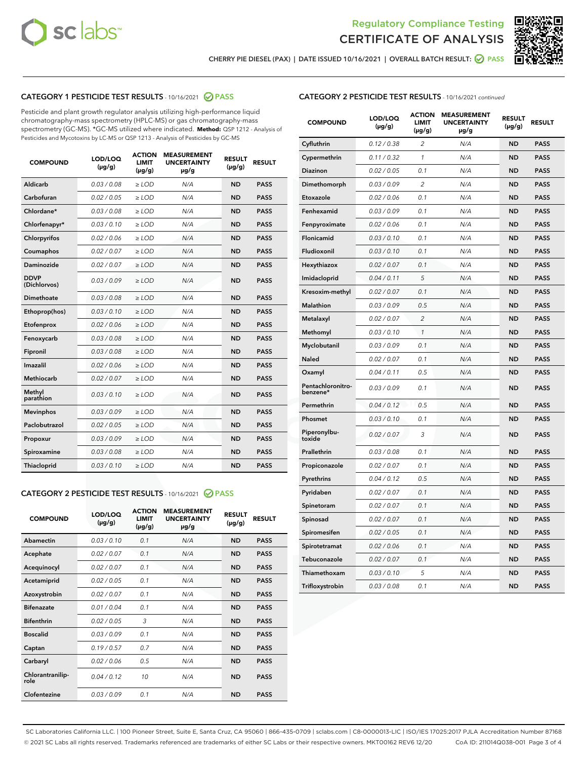Regulatory Compliance Testing
CERTIFICATE OF ANALYSIS

CHERRY PIE DIESEL (PAX) | DATE ISSUED 10/16/2021 | OVERALL BATCH RESULT: PASS

## CATEGORY 1 PESTICIDE TEST RESULTS - 10/16/2021 PASS

Pesticide and plant growth regulator analysis utilizing high-performance liquid chromatography-mass spectrometry (HPLC-MS) or gas chromatography-mass spectrometry (GC-MS). *GC-MS utilized where indicated. **Method:** QSP 1212 - Analysis of Pesticides and Mycotoxins by LC-MS or QSP 1213 - Analysis of Pesticides by GC-MS

| COMPOUND | LOD/LOQ (µg/g) | ACTION LIMIT (µg/g) | MEASUREMENT UNCERTAINTY µg/g | RESULT (µg/g) | RESULT |
|---|---|---|---|---|---|
| Aldicarb | 0.03 / 0.08 | ≥ LOD | N/A | ND | PASS |
| Carbofuran | 0.02 / 0.05 | ≥ LOD | N/A | ND | PASS |
| Chlordane* | 0.03 / 0.08 | ≥ LOD | N/A | ND | PASS |
| Chlorfenapyr* | 0.03 / 0.10 | ≥ LOD | N/A | ND | PASS |
| Chlorpyrifos | 0.02 / 0.06 | ≥ LOD | N/A | ND | PASS |
| Coumaphos | 0.02 / 0.07 | ≥ LOD | N/A | ND | PASS |
| Daminozide | 0.02 / 0.07 | ≥ LOD | N/A | ND | PASS |
| DDVP (Dichlorvos) | 0.03 / 0.09 | ≥ LOD | N/A | ND | PASS |
| Dimethoate | 0.03 / 0.08 | ≥ LOD | N/A | ND | PASS |
| Ethoprop(hos) | 0.03 / 0.10 | ≥ LOD | N/A | ND | PASS |
| Etofenprox | 0.02 / 0.06 | ≥ LOD | N/A | ND | PASS |
| Fenoxycarb | 0.03 / 0.08 | ≥ LOD | N/A | ND | PASS |
| Fipronil | 0.03 / 0.08 | ≥ LOD | N/A | ND | PASS |
| Imazalil | 0.02 / 0.06 | ≥ LOD | N/A | ND | PASS |
| Methiocarb | 0.02 / 0.07 | ≥ LOD | N/A | ND | PASS |
| Methyl parathion | 0.03 / 0.10 | ≥ LOD | N/A | ND | PASS |
| Mevinphos | 0.03 / 0.09 | ≥ LOD | N/A | ND | PASS |
| Paclobutrazol | 0.02 / 0.05 | ≥ LOD | N/A | ND | PASS |
| Propoxur | 0.03 / 0.09 | ≥ LOD | N/A | ND | PASS |
| Spiroxamine | 0.03 / 0.08 | ≥ LOD | N/A | ND | PASS |
| Thiacloprid | 0.03 / 0.10 | ≥ LOD | N/A | ND | PASS |

## CATEGORY 2 PESTICIDE TEST RESULTS - 10/16/2021 PASS

| COMPOUND | LOD/LOQ (µg/g) | ACTION LIMIT (µg/g) | MEASUREMENT UNCERTAINTY µg/g | RESULT (µg/g) | RESULT |
|---|---|---|---|---|---|
| Abamectin | 0.03 / 0.10 | 0.1 | N/A | ND | PASS |
| Acephate | 0.02 / 0.07 | 0.1 | N/A | ND | PASS |
| Acequinocyl | 0.02 / 0.07 | 0.1 | N/A | ND | PASS |
| Acetamiprid | 0.02 / 0.05 | 0.1 | N/A | ND | PASS |
| Azoxystrobin | 0.02 / 0.07 | 0.1 | N/A | ND | PASS |
| Bifenazate | 0.01 / 0.04 | 0.1 | N/A | ND | PASS |
| Bifenthrin | 0.02 / 0.05 | 3 | N/A | ND | PASS |
| Boscalid | 0.03 / 0.09 | 0.1 | N/A | ND | PASS |
| Captan | 0.19 / 0.57 | 0.7 | N/A | ND | PASS |
| Carbaryl | 0.02 / 0.06 | 0.5 | N/A | ND | PASS |
| Chlorantraniliprole | 0.04 / 0.12 | 10 | N/A | ND | PASS |
| Clofentezine | 0.03 / 0.09 | 0.1 | N/A | ND | PASS |
| Cyfluthrin | 0.12 / 0.38 | 2 | N/A | ND | PASS |
| Cypermethrin | 0.11 / 0.32 | 1 | N/A | ND | PASS |
| Diazinon | 0.02 / 0.05 | 0.1 | N/A | ND | PASS |
| Dimethomorph | 0.03 / 0.09 | 2 | N/A | ND | PASS |
| Etoxazole | 0.02 / 0.06 | 0.1 | N/A | ND | PASS |
| Fenhexamid | 0.03 / 0.09 | 0.1 | N/A | ND | PASS |
| Fenpyroximate | 0.02 / 0.06 | 0.1 | N/A | ND | PASS |
| Flonicamid | 0.03 / 0.10 | 0.1 | N/A | ND | PASS |
| Fludioxonil | 0.03 / 0.10 | 0.1 | N/A | ND | PASS |
| Hexythiazox | 0.02 / 0.07 | 0.1 | N/A | ND | PASS |
| Imidacloprid | 0.04 / 0.11 | 5 | N/A | ND | PASS |
| Kresoxim-methyl | 0.02 / 0.07 | 0.1 | N/A | ND | PASS |
| Malathion | 0.03 / 0.09 | 0.5 | N/A | ND | PASS |
| Metalaxyl | 0.02 / 0.07 | 2 | N/A | ND | PASS |
| Methomyl | 0.03 / 0.10 | 1 | N/A | ND | PASS |
| Myclobutanil | 0.03 / 0.09 | 0.1 | N/A | ND | PASS |
| Naled | 0.02 / 0.07 | 0.1 | N/A | ND | PASS |
| Oxamyl | 0.04 / 0.11 | 0.5 | N/A | ND | PASS |
| Pentachloronitrobenzene* | 0.03 / 0.09 | 0.1 | N/A | ND | PASS |
| Permethrin | 0.04 / 0.12 | 0.5 | N/A | ND | PASS |
| Phosmet | 0.03 / 0.10 | 0.1 | N/A | ND | PASS |
| Piperonylbutoxide | 0.02 / 0.07 | 3 | N/A | ND | PASS |
| Prallethrin | 0.03 / 0.08 | 0.1 | N/A | ND | PASS |
| Propiconazole | 0.02 / 0.07 | 0.1 | N/A | ND | PASS |
| Pyrethrins | 0.04 / 0.12 | 0.5 | N/A | ND | PASS |
| Pyridaben | 0.02 / 0.07 | 0.1 | N/A | ND | PASS |
| Spinetoram | 0.02 / 0.07 | 0.1 | N/A | ND | PASS |
| Spinosad | 0.02 / 0.07 | 0.1 | N/A | ND | PASS |
| Spiromesifen | 0.02 / 0.05 | 0.1 | N/A | ND | PASS |
| Spirotetramat | 0.02 / 0.06 | 0.1 | N/A | ND | PASS |
| Tebuconazole | 0.02 / 0.07 | 0.1 | N/A | ND | PASS |
| Thiamethoxam | 0.03 / 0.10 | 5 | N/A | ND | PASS |
| Trifloxystrobin | 0.03 / 0.08 | 0.1 | N/A | ND | PASS |

SC Laboratories California LLC. | 100 Pioneer Street, Suite E, Santa Cruz, CA 95060 | 866-435-0709 | sclabs.com | C8-0000013-LIC | ISO/IES 17025:2017 PJLA Accreditation Number 87168
© 2021 SC Labs all rights reserved. Trademarks referenced are trademarks of either SC Labs or their respective owners. MKT00162 REV6 12/20 CoA ID: 211014Q038-001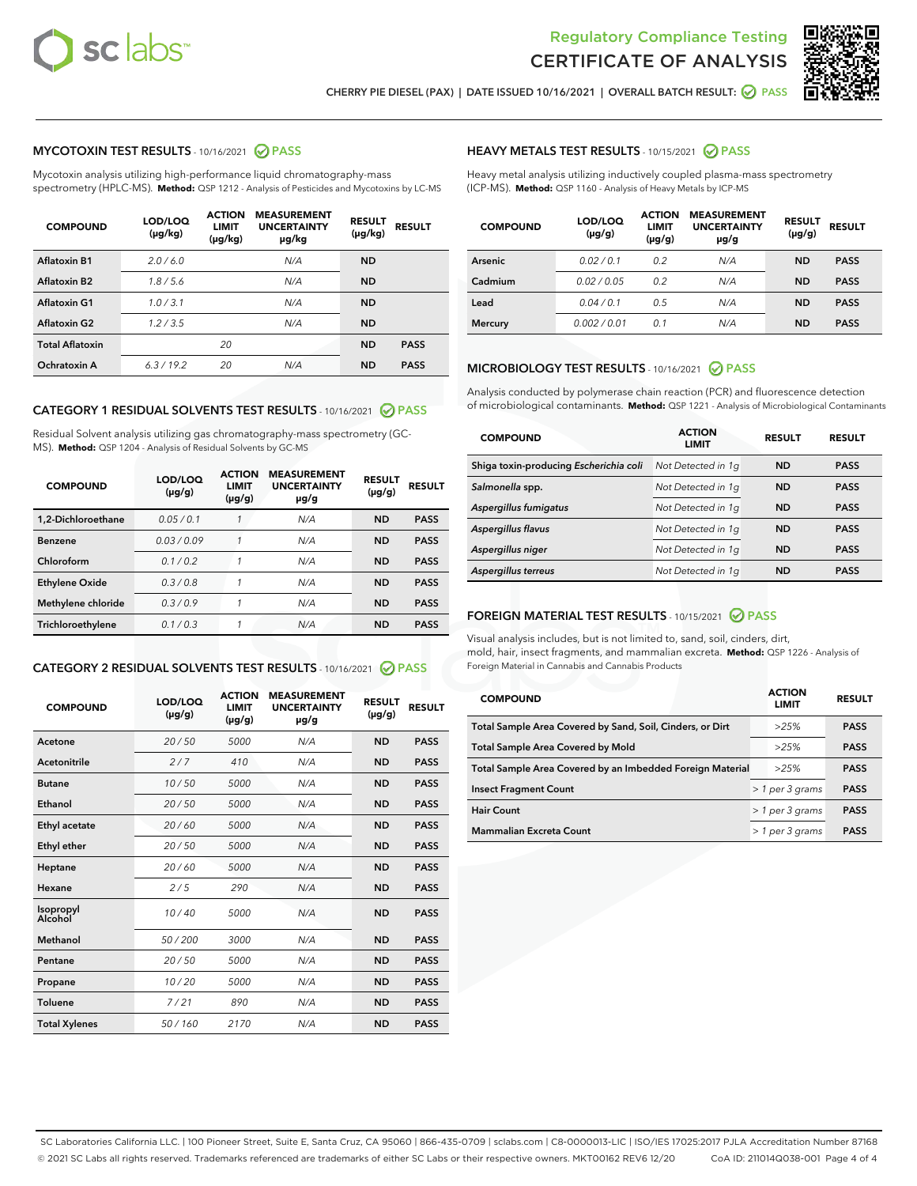Regulatory Compliance Testing
# CERTIFICATE OF ANALYSIS

CHERRY PIE DIESEL (PAX) | DATE ISSUED 10/16/2021 | OVERALL BATCH RESULT: PASS

## MYCOTOXIN TEST RESULTS - 10/16/2021 PASS

Mycotoxin analysis utilizing high-performance liquid chromatography-mass spectrometry (HPLC-MS). **Method:** QSP 1212 - Analysis of Pesticides and Mycotoxins by LC-MS

| COMPOUND | LOD/LOQ (µg/kg) | ACTION LIMIT (µg/kg) | MEASUREMENT UNCERTAINTY µg/kg | RESULT (µg/kg) | RESULT |
|---|---|---|---|---|---|
| Aflatoxin B1 | 2.0 / 6.0 | | N/A | ND | |
| Aflatoxin B2 | 1.8 / 5.6 | | N/A | ND | |
| Aflatoxin G1 | 1.0 / 3.1 | | N/A | ND | |
| Aflatoxin G2 | 1.2 / 3.5 | | N/A | ND | |
| Total Aflatoxin | | 20 | | ND | PASS |
| Ochratoxin A | 6.3 / 19.2 | 20 | N/A | ND | PASS |

## CATEGORY 1 RESIDUAL SOLVENTS TEST RESULTS - 10/16/2021 PASS

Residual Solvent analysis utilizing gas chromatography-mass spectrometry (GC-MS). **Method:** QSP 1204 - Analysis of Residual Solvents by GC-MS

| COMPOUND | LOD/LOQ (µg/g) | ACTION LIMIT (µg/g) | MEASUREMENT UNCERTAINTY µg/g | RESULT (µg/g) | RESULT |
|---|---|---|---|---|---|
| 1,2-Dichloroethane | 0.05 / 0.1 | 1 | N/A | ND | PASS |
| Benzene | 0.03 / 0.09 | 1 | N/A | ND | PASS |
| Chloroform | 0.1 / 0.2 | 1 | N/A | ND | PASS |
| Ethylene Oxide | 0.3 / 0.8 | 1 | N/A | ND | PASS |
| Methylene chloride | 0.3 / 0.9 | 1 | N/A | ND | PASS |
| Trichloroethylene | 0.1 / 0.3 | 1 | N/A | ND | PASS |

## CATEGORY 2 RESIDUAL SOLVENTS TEST RESULTS - 10/16/2021 PASS

| COMPOUND | LOD/LOQ (µg/g) | ACTION LIMIT (µg/g) | MEASUREMENT UNCERTAINTY µg/g | RESULT (µg/g) | RESULT |
|---|---|---|---|---|---|
| Acetone | 20 / 50 | 5000 | N/A | ND | PASS |
| Acetonitrile | 2 / 7 | 410 | N/A | ND | PASS |
| Butane | 10 / 50 | 5000 | N/A | ND | PASS |
| Ethanol | 20 / 50 | 5000 | N/A | ND | PASS |
| Ethyl acetate | 20 / 60 | 5000 | N/A | ND | PASS |
| Ethyl ether | 20 / 50 | 5000 | N/A | ND | PASS |
| Heptane | 20 / 60 | 5000 | N/A | ND | PASS |
| Hexane | 2 / 5 | 290 | N/A | ND | PASS |
| Isopropyl Alcohol | 10 / 40 | 5000 | N/A | ND | PASS |
| Methanol | 50 / 200 | 3000 | N/A | ND | PASS |
| Pentane | 20 / 50 | 5000 | N/A | ND | PASS |
| Propane | 10 / 20 | 5000 | N/A | ND | PASS |
| Toluene | 7 / 21 | 890 | N/A | ND | PASS |
| Total Xylenes | 50 / 160 | 2170 | N/A | ND | PASS |

## HEAVY METALS TEST RESULTS - 10/15/2021 PASS

Heavy metal analysis utilizing inductively coupled plasma-mass spectrometry (ICP-MS). **Method:** QSP 1160 - Analysis of Heavy Metals by ICP-MS

| COMPOUND | LOD/LOQ (µg/g) | ACTION LIMIT (µg/g) | MEASUREMENT UNCERTAINTY µg/g | RESULT (µg/g) | RESULT |
|---|---|---|---|---|---|
| Arsenic | 0.02 / 0.1 | 0.2 | N/A | ND | PASS |
| Cadmium | 0.02 / 0.05 | 0.2 | N/A | ND | PASS |
| Lead | 0.04 / 0.1 | 0.5 | N/A | ND | PASS |
| Mercury | 0.002 / 0.01 | 0.1 | N/A | ND | PASS |

## MICROBIOLOGY TEST RESULTS - 10/16/2021 PASS

Analysis conducted by polymerase chain reaction (PCR) and fluorescence detection of microbiological contaminants. **Method:** QSP 1221 - Analysis of Microbiological Contaminants

| COMPOUND | ACTION LIMIT | RESULT | RESULT |
|---|---|---|---|
| Shiga toxin-producing *Escherichia coli* | Not Detected in 1g | ND | PASS |
| *Salmonella* spp. | Not Detected in 1g | ND | PASS |
| *Aspergillus fumigatus* | Not Detected in 1g | ND | PASS |
| *Aspergillus flavus* | Not Detected in 1g | ND | PASS |
| *Aspergillus niger* | Not Detected in 1g | ND | PASS |
| *Aspergillus terreus* | Not Detected in 1g | ND | PASS |

## FOREIGN MATERIAL TEST RESULTS - 10/15/2021 PASS

Visual analysis includes, but is not limited to, sand, soil, cinders, dirt, mold, hair, insect fragments, and mammalian excreta. **Method:** QSP 1226 - Analysis of Foreign Material in Cannabis and Cannabis Products

| COMPOUND | ACTION LIMIT | RESULT |
|---|---|---|
| Total Sample Area Covered by Sand, Soil, Cinders, or Dirt | >25% | PASS |
| Total Sample Area Covered by Mold | >25% | PASS |
| Total Sample Area Covered by an Imbedded Foreign Material | >25% | PASS |
| Insect Fragment Count | > 1 per 3 grams | PASS |
| Hair Count | > 1 per 3 grams | PASS |
| Mammalian Excreta Count | > 1 per 3 grams | PASS |

SC Laboratories California LLC. | 100 Pioneer Street, Suite E, Santa Cruz, CA 95060 | 866-435-0709 | sclabs.com | C8-0000013-LIC | ISO/IES 17025:2017 PJLA Accreditation Number 87168
© 2021 SC Labs all rights reserved. Trademarks referenced are trademarks of either SC Labs or their respective owners. MKT00162 REV6 12/20 CoA ID: 211014Q038-001